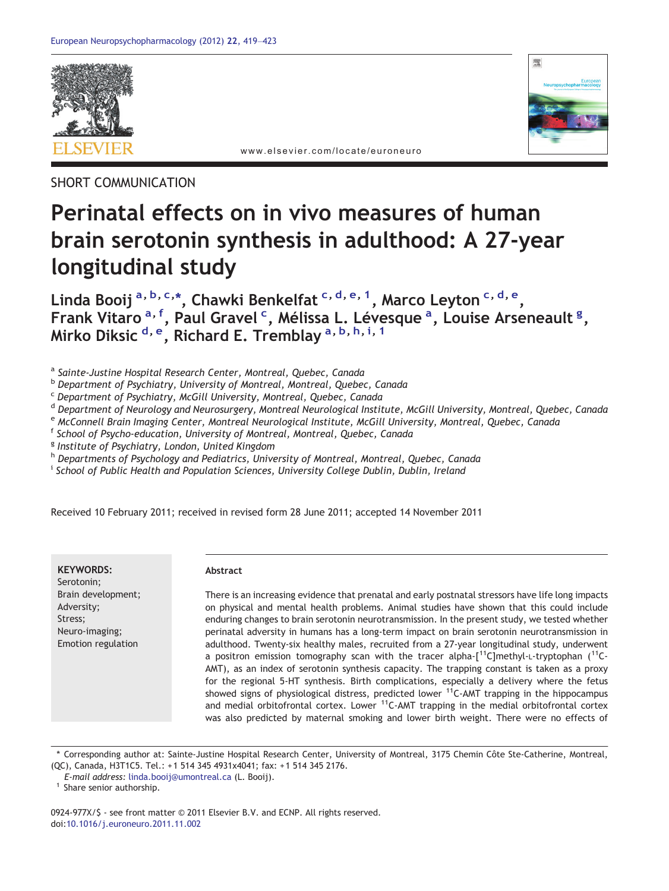SHORT COMMUNICATION

# Perinatal effects on in vivo measures of human brain serotonin synthesis in adulthood: A 27-year longitudinal study

Linda Booij [a,b,c,*], Chawki Benkelfat [c,d,e,1], Marco Leyton [c,d,e], Frank Vitaro [a,f], Paul Gravel [c], Mélissa L. Lévesque [a], Louise Arseneault [g], Mirko Diksic [d,e], Richard E. Tremblay [a,b,h,i,1]

[a] Sainte-Justine Hospital Research Center, Montreal, Quebec, Canada
[b] Department of Psychiatry, University of Montreal, Montreal, Quebec, Canada
[c] Department of Psychiatry, McGill University, Montreal, Quebec, Canada
[d] Department of Neurology and Neurosurgery, Montreal Neurological Institute, McGill University, Montreal, Quebec, Canada
[e] McConnell Brain Imaging Center, Montreal Neurological Institute, McGill University, Montreal, Quebec, Canada
[f] School of Psycho-education, University of Montreal, Montreal, Quebec, Canada
[g] Institute of Psychiatry, London, United Kingdom
[h] Departments of Psychology and Pediatrics, University of Montreal, Montreal, Quebec, Canada
[i] School of Public Health and Population Sciences, University College Dublin, Dublin, Ireland

Received 10 February 2011; received in revised form 28 June 2011; accepted 14 November 2011

**KEYWORDS:**
Serotonin;
Brain development;
Adversity;
Stress;
Neuro-imaging;
Emotion regulation

## Abstract

There is an increasing evidence that prenatal and early postnatal stressors have life long impacts on physical and mental health problems. Animal studies have shown that this could include enduring changes to brain serotonin neurotransmission. In the present study, we tested whether perinatal adversity in humans has a long-term impact on brain serotonin neurotransmission in adulthood. Twenty-six healthy males, recruited from a 27-year longitudinal study, underwent a positron emission tomography scan with the tracer alpha-[$^{11}$C]methyl-L-tryptophan ($^{11}$C-AMT), as an index of serotonin synthesis capacity. The trapping constant is taken as a proxy for the regional 5-HT synthesis. Birth complications, especially a delivery where the fetus showed signs of physiological distress, predicted lower $^{11}$C-AMT trapping in the hippocampus and medial orbitofrontal cortex. Lower $^{11}$C-AMT trapping in the medial orbitofrontal cortex was also predicted by maternal smoking and lower birth weight. There were no effects of

\* Corresponding author at: Sainte-Justine Hospital Research Center, University of Montreal, 3175 Chemin Côte Ste-Catherine, Montreal, (QC), Canada, H3T1C5. Tel.: +1 514 345 4931x4041; fax: +1 514 345 2176.
*E-mail address:* linda.booij@umontreal.ca (L. Booij).
[1] Share senior authorship.

0924-977X/$ - see front matter © 2011 Elsevier B.V. and ECNP. All rights reserved.
doi:10.1016/j.euroneuro.2011.11.002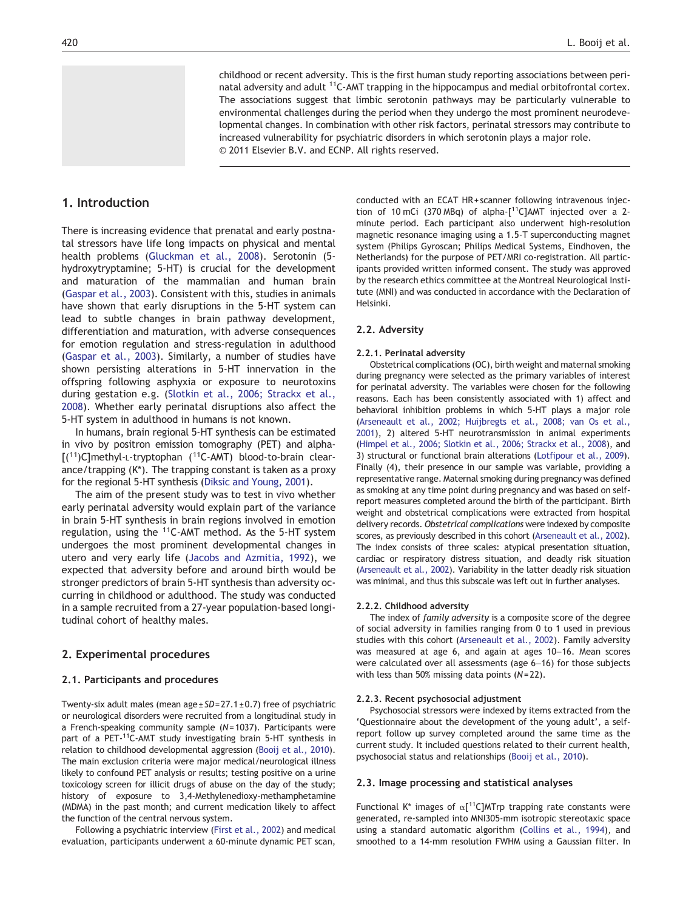childhood or recent adversity. This is the first human study reporting associations between perinatal adversity and adult $^{11}$C-AMT trapping in the hippocampus and medial orbitofrontal cortex. The associations suggest that limbic serotonin pathways may be particularly vulnerable to environmental challenges during the period when they undergo the most prominent neurodevelopmental changes. In combination with other risk factors, perinatal stressors may contribute to increased vulnerability for psychiatric disorders in which serotonin plays a major role.
© 2011 Elsevier B.V. and ECNP. All rights reserved.

## 1. Introduction

There is increasing evidence that prenatal and early postnatal stressors have life long impacts on physical and mental health problems (Gluckman et al., 2008). Serotonin (5-hydroxytryptamine; 5-HT) is crucial for the development and maturation of the mammalian and human brain (Gaspar et al., 2003). Consistent with this, studies in animals have shown that early disruptions in the 5-HT system can lead to subtle changes in brain pathway development, differentiation and maturation, with adverse consequences for emotion regulation and stress-regulation in adulthood (Gaspar et al., 2003). Similarly, a number of studies have shown persisting alterations in 5-HT innervation in the offspring following asphyxia or exposure to neurotoxins during gestation e.g. (Slotkin et al., 2006; Strackx et al., 2008). Whether early perinatal disruptions also affect the 5-HT system in adulthood in humans is not known.

In humans, brain regional 5-HT synthesis can be estimated in vivo by positron emission tomography (PET) and alpha-[($^{11}$)C]methyl-L-tryptophan ($^{11}$C-AMT) blood-to-brain clearance/trapping (K*). The trapping constant is taken as a proxy for the regional 5-HT synthesis (Diksic and Young, 2001).

The aim of the present study was to test in vivo whether early perinatal adversity would explain part of the variance in brain 5-HT synthesis in brain regions involved in emotion regulation, using the $^{11}$C-AMT method. As the 5-HT system undergoes the most prominent developmental changes in utero and very early life (Jacobs and Azmitia, 1992), we expected that adversity before and around birth would be stronger predictors of brain 5-HT synthesis than adversity occurring in childhood or adulthood. The study was conducted in a sample recruited from a 27-year population-based longitudinal cohort of healthy males.

## 2. Experimental procedures

### 2.1. Participants and procedures

Twenty-six adult males (mean age ± $SD$ = 27.1 ± 0.7) free of psychiatric or neurological disorders were recruited from a longitudinal study in a French-speaking community sample ($N$ = 1037). Participants were part of a PET-$^{11}$C-AMT study investigating brain 5-HT synthesis in relation to childhood developmental aggression (Booij et al., 2010). The main exclusion criteria were major medical/neurological illness likely to confound PET analysis or results; testing positive on a urine toxicology screen for illicit drugs of abuse on the day of the study; history of exposure to 3,4-Methylenedioxy-methamphetamine (MDMA) in the past month; and current medication likely to affect the function of the central nervous system.

Following a psychiatric interview (First et al., 2002) and medical evaluation, participants underwent a 60-minute dynamic PET scan, conducted with an ECAT HR+ scanner following intravenous injection of 10 mCi (370 MBq) of alpha-[$^{11}$C]AMT injected over a 2-minute period. Each participant also underwent high-resolution magnetic resonance imaging using a 1.5-T superconducting magnet system (Philips Gyroscan; Philips Medical Systems, Eindhoven, the Netherlands) for the purpose of PET/MRI co-registration. All participants provided written informed consent. The study was approved by the research ethics committee at the Montreal Neurological Institute (MNI) and was conducted in accordance with the Declaration of Helsinki.

### 2.2. Adversity

#### 2.2.1. Perinatal adversity

Obstetrical complications (OC), birth weight and maternal smoking during pregnancy were selected as the primary variables of interest for perinatal adversity. The variables were chosen for the following reasons. Each has been consistently associated with 1) affect and behavioral inhibition problems in which 5-HT plays a major role (Arseneault et al., 2002; Huijbregts et al., 2008; van Os et al., 2001), 2) altered 5-HT neurotransmission in animal experiments (Himpel et al., 2006; Slotkin et al., 2006; Strackx et al., 2008), and 3) structural or functional brain alterations (Lotfipour et al., 2009). Finally (4), their presence in our sample was variable, providing a representative range. Maternal smoking during pregnancy was defined as smoking at any time point during pregnancy and was based on self-report measures completed around the birth of the participant. Birth weight and obstetrical complications were extracted from hospital delivery records. *Obstetrical complications* were indexed by composite scores, as previously described in this cohort (Arseneault et al., 2002). The index consists of three scales: atypical presentation situation, cardiac or respiratory distress situation, and deadly risk situation (Arseneault et al., 2002). Variability in the latter deadly risk situation was minimal, and thus this subscale was left out in further analyses.

#### 2.2.2. Childhood adversity

The index of *family adversity* is a composite score of the degree of social adversity in families ranging from 0 to 1 used in previous studies with this cohort (Arseneault et al., 2002). Family adversity was measured at age 6, and again at ages 10–16. Mean scores were calculated over all assessments (age 6–16) for those subjects with less than 50% missing data points ($N$ = 22).

#### 2.2.3. Recent psychosocial adjustment

Psychosocial stressors were indexed by items extracted from the 'Questionnaire about the development of the young adult', a self-report follow up survey completed around the same time as the current study. It included questions related to their current health, psychosocial status and relationships (Booij et al., 2010).

### 2.3. Image processing and statistical analyses

Functional K* images of α[$^{11}$C]MTrp trapping rate constants were generated, re-sampled into MNI305-mm isotropic stereotaxic space using a standard automatic algorithm (Collins et al., 1994), and smoothed to a 14-mm resolution FWHM using a Gaussian filter. In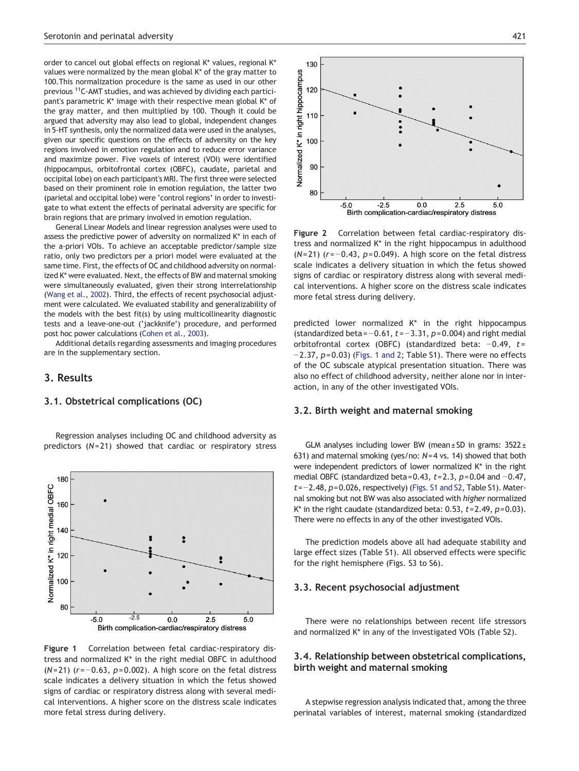order to cancel out global effects on regional K* values, regional K* values were normalized by the mean global K* of the gray matter to 100. This normalization procedure is the same as used in our other previous $^{11}$C-AMT studies, and was achieved by dividing each participant's parametric K* image with their respective mean global K* of the gray matter, and then multiplied by 100. Though it could be argued that adversity may also lead to global, independent changes in 5-HT synthesis, only the normalized data were used in the analyses, given our specific questions on the effects of adversity on the key regions involved in emotion regulation and to reduce error variance and maximize power. Five voxels of interest (VOI) were identified (hippocampus, orbitofrontal cortex (OBFC), caudate, parietal and occipital lobe) on each participant's MRI. The first three were selected based on their prominent role in emotion regulation, the latter two (parietal and occipital lobe) were 'control regions' in order to investigate to what extent the effects of perinatal adversity are specific for brain regions that are primary involved in emotion regulation.

General Linear Models and linear regression analyses were used to assess the predictive power of adversity on normalized K* in each of the a-priori VOIs. To achieve an acceptable predictor/sample size ratio, only two predictors per a priori model were evaluated at the same time. First, the effects of OC and childhood adversity on normalized K* were evaluated. Next, the effects of BW and maternal smoking were simultaneously evaluated, given their strong interrelationship (Wang et al., 2002). Third, the effects of recent psychosocial adjustment were calculated. We evaluated stability and generalizability of the models with the best fit(s) by using multicollinearity diagnostic tests and a leave-one-out ('jackknife') procedure, and performed post hoc power calculations (Cohen et al., 2003).

Additional details regarding assessments and imaging procedures are in the supplementary section.

## 3. Results

### 3.1. Obstetrical complications (OC)

Regression analyses including OC and childhood adversity as predictors ($N=21$) showed that cardiac or respiratory stress predicted lower normalized K* in the right hippocampus (standardized beta $=-0.61$, $t=-3.31$, $p=0.004$) and right medial orbitofrontal cortex (OBFC) (standardized beta: $-0.49$, $t=-2.37$, $p=0.03$) (Figs. 1 and 2; Table S1). There were no effects of the OC subscale atypical presentation situation. There was also no effect of childhood adversity, neither alone nor in interaction, in any of the other investigated VOIs.

Normalized K* in right medial OBFC
180
160
140
120
100
80
-5.0
-2.5
0.0
2.5
5.0
Birth complication-cardiac/respiratory distress

**Figure 1** Correlation between fetal cardiac-respiratory distress and normalized K* in the right medial OBFC in adulthood ($N=21$) ($r=-0.63$, $p=0.002$). A high score on the fetal distress scale indicates a delivery situation in which the fetus showed signs of cardiac or respiratory distress along with several medical interventions. A higher score on the distress scale indicates more fetal stress during delivery.

Normalized K* in right hippocampus
130
120
110
100
90
80
-5.0
-2.5
0.0
2.5
5.0
Birth complication-cardiac/respiratory distress

**Figure 2** Correlation between fetal cardiac-respiratory distress and normalized K* in the right hippocampus in adulthood ($N=21$) ($r=-0.43$, $p=0.049$). A high score on the fetal distress scale indicates a delivery situation in which the fetus showed signs of cardiac or respiratory distress along with several medical interventions. A higher score on the distress scale indicates more fetal stress during delivery.

### 3.2. Birth weight and maternal smoking

GLM analyses including lower BW (mean ± SD in grams: 3522 ± 631) and maternal smoking (yes/no: $N=4$ vs. 14) showed that both were independent predictors of lower normalized K* in the right medial OBFC (standardized beta $=0.43$, $t=2.3$, $p=0.04$ and $-0.47$, $t=-2.48$, $p=0.026$, respectively) (Figs. S1 and S2, Table S1). Maternal smoking but not BW was also associated with *higher* normalized K* in the right caudate (standardized beta: 0.53, $t=2.49$, $p=0.03$). There were no effects in any of the other investigated VOIs.

The prediction models above all had adequate stability and large effect sizes (Table S1). All observed effects were specific for the right hemisphere (Figs. S3 to S6).

### 3.3. Recent psychosocial adjustment

There were no relationships between recent life stressors and normalized K* in any of the investigated VOIs (Table S2).

### 3.4. Relationship between obstetrical complications, birth weight and maternal smoking

A stepwise regression analysis indicated that, among the three perinatal variables of interest, maternal smoking (standardized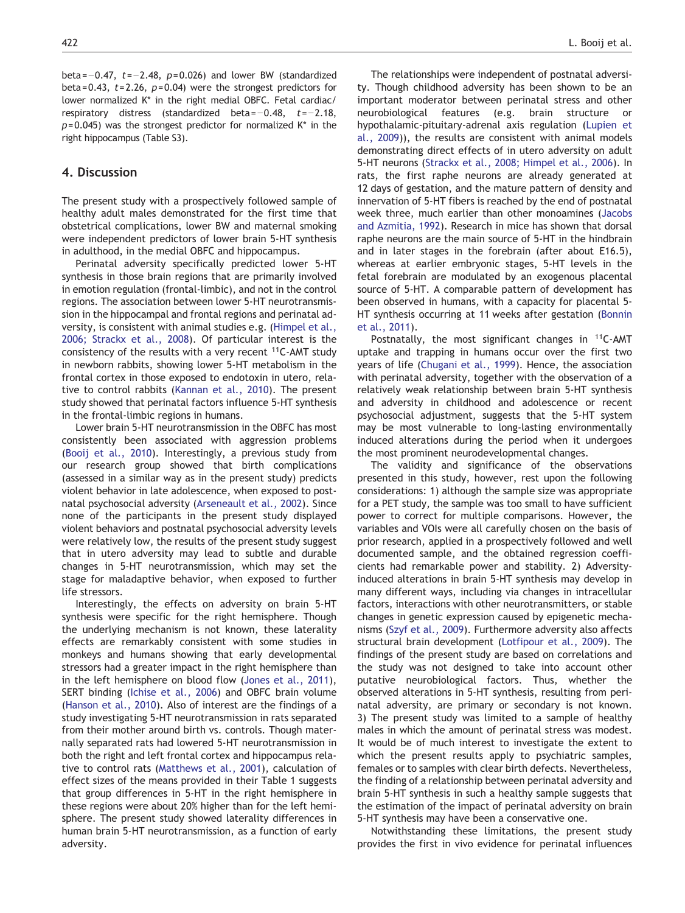beta = −0.47, $t$ = −2.48, $p$ = 0.026) and lower BW (standardized beta = 0.43, $t$ = 2.26, $p$ = 0.04) were the strongest predictors for lower normalized K* in the right medial OBFC. Fetal cardiac/respiratory distress (standardized beta = −0.48, $t$ = −2.18, $p$ = 0.045) was the strongest predictor for normalized K* in the right hippocampus (Table S3).

## 4. Discussion

The present study with a prospectively followed sample of healthy adult males demonstrated for the first time that obstetrical complications, lower BW and maternal smoking were independent predictors of lower brain 5-HT synthesis in adulthood, in the medial OBFC and hippocampus.

Perinatal adversity specifically predicted lower 5-HT synthesis in those brain regions that are primarily involved in emotion regulation (frontal-limbic), and not in the control regions. The association between lower 5-HT neurotransmission in the hippocampal and frontal regions and perinatal adversity, is consistent with animal studies e.g. (Himpel et al., 2006; Strackx et al., 2008). Of particular interest is the consistency of the results with a very recent $^{11}$C-AMT study in newborn rabbits, showing lower 5-HT metabolism in the frontal cortex in those exposed to endotoxin in utero, relative to control rabbits (Kannan et al., 2010). The present study showed that perinatal factors influence 5-HT synthesis in the frontal-limbic regions in humans.

Lower brain 5-HT neurotransmission in the OBFC has most consistently been associated with aggression problems (Booij et al., 2010). Interestingly, a previous study from our research group showed that birth complications (assessed in a similar way as in the present study) predicts violent behavior in late adolescence, when exposed to postnatal psychosocial adversity (Arseneault et al., 2002). Since none of the participants in the present study displayed violent behaviors and postnatal psychosocial adversity levels were relatively low, the results of the present study suggest that in utero adversity may lead to subtle and durable changes in 5-HT neurotransmission, which may set the stage for maladaptive behavior, when exposed to further life stressors.

Interestingly, the effects on adversity on brain 5-HT synthesis were specific for the right hemisphere. Though the underlying mechanism is not known, these laterality effects are remarkably consistent with some studies in monkeys and humans showing that early developmental stressors had a greater impact in the right hemisphere than in the left hemisphere on blood flow (Jones et al., 2011), SERT binding (Ichise et al., 2006) and OBFC brain volume (Hanson et al., 2010). Also of interest are the findings of a study investigating 5-HT neurotransmission in rats separated from their mother around birth vs. controls. Though maternally separated rats had lowered 5-HT neurotransmission in both the right and left frontal cortex and hippocampus relative to control rats (Matthews et al., 2001), calculation of effect sizes of the means provided in their Table 1 suggests that group differences in 5-HT in the right hemisphere in these regions were about 20% higher than for the left hemisphere. The present study showed laterality differences in human brain 5-HT neurotransmission, as a function of early adversity.

The relationships were independent of postnatal adversity. Though childhood adversity has been shown to be an important moderator between perinatal stress and other neurobiological features (e.g. brain structure or hypothalamic-pituitary-adrenal axis regulation (Lupien et al., 2009)), the results are consistent with animal models demonstrating direct effects of in utero adversity on adult 5-HT neurons (Strackx et al., 2008; Himpel et al., 2006). In rats, the first raphe neurons are already generated at 12 days of gestation, and the mature pattern of density and innervation of 5-HT fibers is reached by the end of postnatal week three, much earlier than other monoamines (Jacobs and Azmitia, 1992). Research in mice has shown that dorsal raphe neurons are the main source of 5-HT in the hindbrain and in later stages in the forebrain (after about E16.5), whereas at earlier embryonic stages, 5-HT levels in the fetal forebrain are modulated by an exogenous placental source of 5-HT. A comparable pattern of development has been observed in humans, with a capacity for placental 5-HT synthesis occurring at 11 weeks after gestation (Bonnin et al., 2011).

Postnatally, the most significant changes in $^{11}$C-AMT uptake and trapping in humans occur over the first two years of life (Chugani et al., 1999). Hence, the association with perinatal adversity, together with the observation of a relatively weak relationship between brain 5-HT synthesis and adversity in childhood and adolescence or recent psychosocial adjustment, suggests that the 5-HT system may be most vulnerable to long-lasting environmentally induced alterations during the period when it undergoes the most prominent neurodevelopmental changes.

The validity and significance of the observations presented in this study, however, rest upon the following considerations: 1) although the sample size was appropriate for a PET study, the sample was too small to have sufficient power to correct for multiple comparisons. However, the variables and VOIs were all carefully chosen on the basis of prior research, applied in a prospectively followed and well documented sample, and the obtained regression coefficients had remarkable power and stability. 2) Adversity-induced alterations in brain 5-HT synthesis may develop in many different ways, including via changes in intracellular factors, interactions with other neurotransmitters, or stable changes in genetic expression caused by epigenetic mechanisms (Szyf et al., 2009). Furthermore adversity also affects structural brain development (Lotfipour et al., 2009). The findings of the present study are based on correlations and the study was not designed to take into account other putative neurobiological factors. Thus, whether the observed alterations in 5-HT synthesis, resulting from perinatal adversity, are primary or secondary is not known. 3) The present study was limited to a sample of healthy males in which the amount of perinatal stress was modest. It would be of much interest to investigate the extent to which the present results apply to psychiatric samples, females or to samples with clear birth defects. Nevertheless, the finding of a relationship between perinatal adversity and brain 5-HT synthesis in such a healthy sample suggests that the estimation of the impact of perinatal adversity on brain 5-HT synthesis may have been a conservative one.

Notwithstanding these limitations, the present study provides the first in vivo evidence for perinatal influences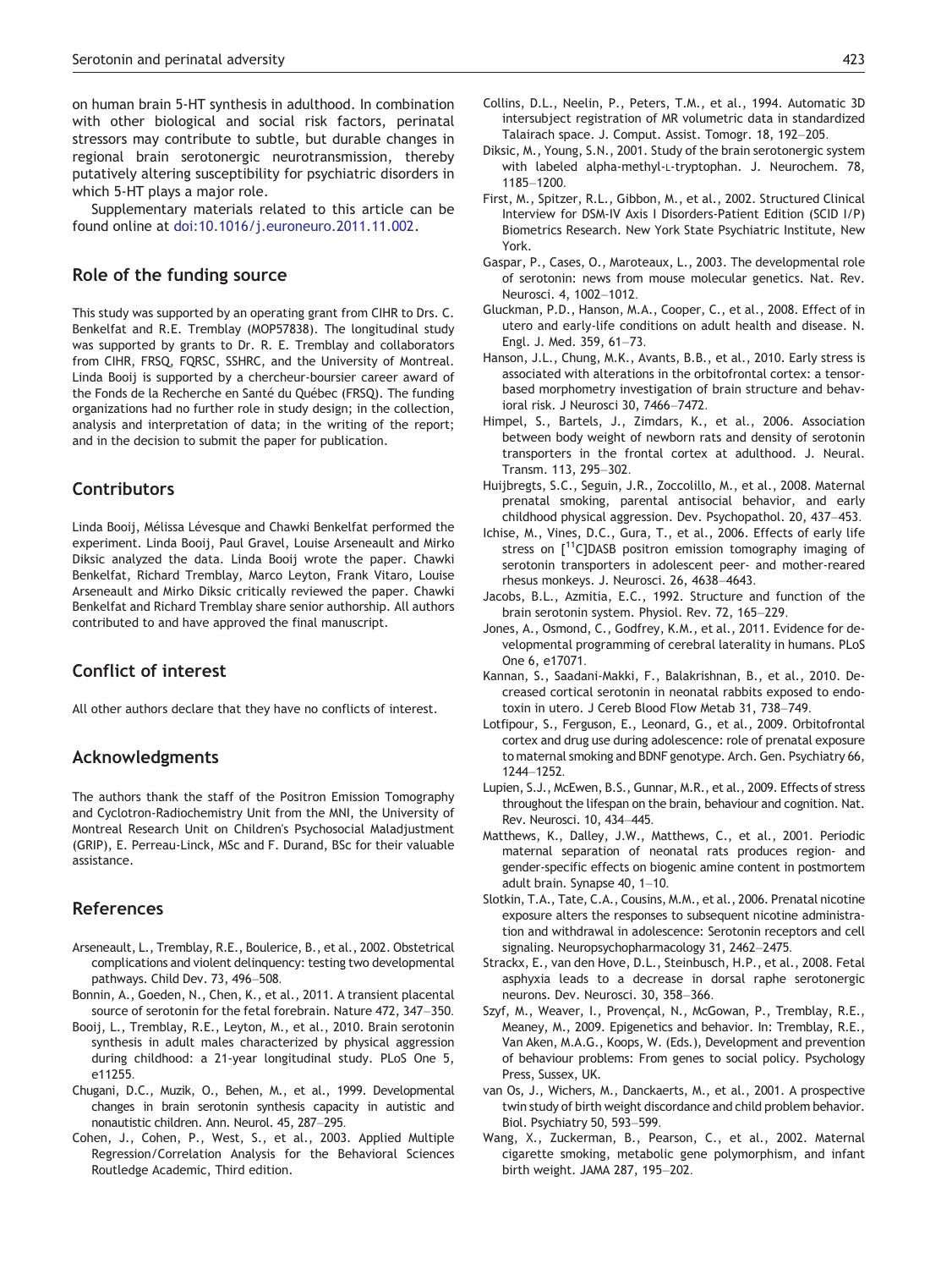on human brain 5-HT synthesis in adulthood. In combination with other biological and social risk factors, perinatal stressors may contribute to subtle, but durable changes in regional brain serotonergic neurotransmission, thereby putatively altering susceptibility for psychiatric disorders in which 5-HT plays a major role.

Supplementary materials related to this article can be found online at doi:10.1016/j.euroneuro.2011.11.002.

## Role of the funding source

This study was supported by an operating grant from CIHR to Drs. C. Benkelfat and R.E. Tremblay (MOP57838). The longitudinal study was supported by grants to Dr. R. E. Tremblay and collaborators from CIHR, FRSQ, FQRSC, SSHRC, and the University of Montreal. Linda Booij is supported by a chercheur-boursier career award of the Fonds de la Recherche en Santé du Québec (FRSQ). The funding organizations had no further role in study design; in the collection, analysis and interpretation of data; in the writing of the report; and in the decision to submit the paper for publication.

## Contributors

Linda Booij, Mélissa Lévesque and Chawki Benkelfat performed the experiment. Linda Booij, Paul Gravel, Louise Arseneault and Mirko Diksic analyzed the data. Linda Booij wrote the paper. Chawki Benkelfat, Richard Tremblay, Marco Leyton, Frank Vitaro, Louise Arseneault and Mirko Diksic critically reviewed the paper. Chawki Benkelfat and Richard Tremblay share senior authorship. All authors contributed to and have approved the final manuscript.

## Conflict of interest

All other authors declare that they have no conflicts of interest.

## Acknowledgments

The authors thank the staff of the Positron Emission Tomography and Cyclotron-Radiochemistry Unit from the MNI, the University of Montreal Research Unit on Children's Psychosocial Maladjustment (GRIP), E. Perreau-Linck, MSc and F. Durand, BSc for their valuable assistance.

## References

Arseneault, L., Tremblay, R.E., Boulerice, B., et al., 2002. Obstetrical complications and violent delinquency: testing two developmental pathways. Child Dev. 73, 496–508.

Bonnin, A., Goeden, N., Chen, K., et al., 2011. A transient placental source of serotonin for the fetal forebrain. Nature 472, 347–350.

Booij, L., Tremblay, R.E., Leyton, M., et al., 2010. Brain serotonin synthesis in adult males characterized by physical aggression during childhood: a 21-year longitudinal study. PLoS One 5, e11255.

Chugani, D.C., Muzik, O., Behen, M., et al., 1999. Developmental changes in brain serotonin synthesis capacity in autistic and nonautistic children. Ann. Neurol. 45, 287–295.

Cohen, J., Cohen, P., West, S., et al., 2003. Applied Multiple Regression/Correlation Analysis for the Behavioral Sciences Routledge Academic, Third edition.

Collins, D.L., Neelin, P., Peters, T.M., et al., 1994. Automatic 3D intersubject registration of MR volumetric data in standardized Talairach space. J. Comput. Assist. Tomogr. 18, 192–205.

Diksic, M., Young, S.N., 2001. Study of the brain serotonergic system with labeled alpha-methyl-L-tryptophan. J. Neurochem. 78, 1185–1200.

First, M., Spitzer, R.L., Gibbon, M., et al., 2002. Structured Clinical Interview for DSM-IV Axis I Disorders-Patient Edition (SCID I/P) Biometrics Research. New York State Psychiatric Institute, New York.

Gaspar, P., Cases, O., Maroteaux, L., 2003. The developmental role of serotonin: news from mouse molecular genetics. Nat. Rev. Neurosci. 4, 1002–1012.

Gluckman, P.D., Hanson, M.A., Cooper, C., et al., 2008. Effect of in utero and early-life conditions on adult health and disease. N. Engl. J. Med. 359, 61–73.

Hanson, J.L., Chung, M.K., Avants, B.B., et al., 2010. Early stress is associated with alterations in the orbitofrontal cortex: a tensor-based morphometry investigation of brain structure and behavioral risk. J Neurosci 30, 7466–7472.

Himpel, S., Bartels, J., Zimdars, K., et al., 2006. Association between body weight of newborn rats and density of serotonin transporters in the frontal cortex at adulthood. J. Neural. Transm. 113, 295–302.

Huijbregts, S.C., Seguin, J.R., Zoccolillo, M., et al., 2008. Maternal prenatal smoking, parental antisocial behavior, and early childhood physical aggression. Dev. Psychopathol. 20, 437–453.

Ichise, M., Vines, D.C., Gura, T., et al., 2006. Effects of early life stress on [$^{11}$C]DASB positron emission tomography imaging of serotonin transporters in adolescent peer- and mother-reared rhesus monkeys. J. Neurosci. 26, 4638–4643.

Jacobs, B.L., Azmitia, E.C., 1992. Structure and function of the brain serotonin system. Physiol. Rev. 72, 165–229.

Jones, A., Osmond, C., Godfrey, K.M., et al., 2011. Evidence for developmental programming of cerebral laterality in humans. PLoS One 6, e17071.

Kannan, S., Saadani-Makki, F., Balakrishnan, B., et al., 2010. Decreased cortical serotonin in neonatal rabbits exposed to endotoxin in utero. J Cereb Blood Flow Metab 31, 738–749.

Lotfipour, S., Ferguson, E., Leonard, G., et al., 2009. Orbitofrontal cortex and drug use during adolescence: role of prenatal exposure to maternal smoking and BDNF genotype. Arch. Gen. Psychiatry 66, 1244–1252.

Lupien, S.J., McEwen, B.S., Gunnar, M.R., et al., 2009. Effects of stress throughout the lifespan on the brain, behaviour and cognition. Nat. Rev. Neurosci. 10, 434–445.

Matthews, K., Dalley, J.W., Matthews, C., et al., 2001. Periodic maternal separation of neonatal rats produces region- and gender-specific effects on biogenic amine content in postmortem adult brain. Synapse 40, 1–10.

Slotkin, T.A., Tate, C.A., Cousins, M.M., et al., 2006. Prenatal nicotine exposure alters the responses to subsequent nicotine administration and withdrawal in adolescence: Serotonin receptors and cell signaling. Neuropsychopharmacology 31, 2462–2475.

Strackx, E., van den Hove, D.L., Steinbusch, H.P., et al., 2008. Fetal asphyxia leads to a decrease in dorsal raphe serotonergic neurons. Dev. Neurosci. 30, 358–366.

Szyf, M., Weaver, I., Provençal, N., McGowan, P., Tremblay, R.E., Meaney, M., 2009. Epigenetics and behavior. In: Tremblay, R.E., Van Aken, M.A.G., Koops, W. (Eds.), Development and prevention of behaviour problems: From genes to social policy. Psychology Press, Sussex, UK.

van Os, J., Wichers, M., Danckaerts, M., et al., 2001. A prospective twin study of birth weight discordance and child problem behavior. Biol. Psychiatry 50, 593–599.

Wang, X., Zuckerman, B., Pearson, C., et al., 2002. Maternal cigarette smoking, metabolic gene polymorphism, and infant birth weight. JAMA 287, 195–202.